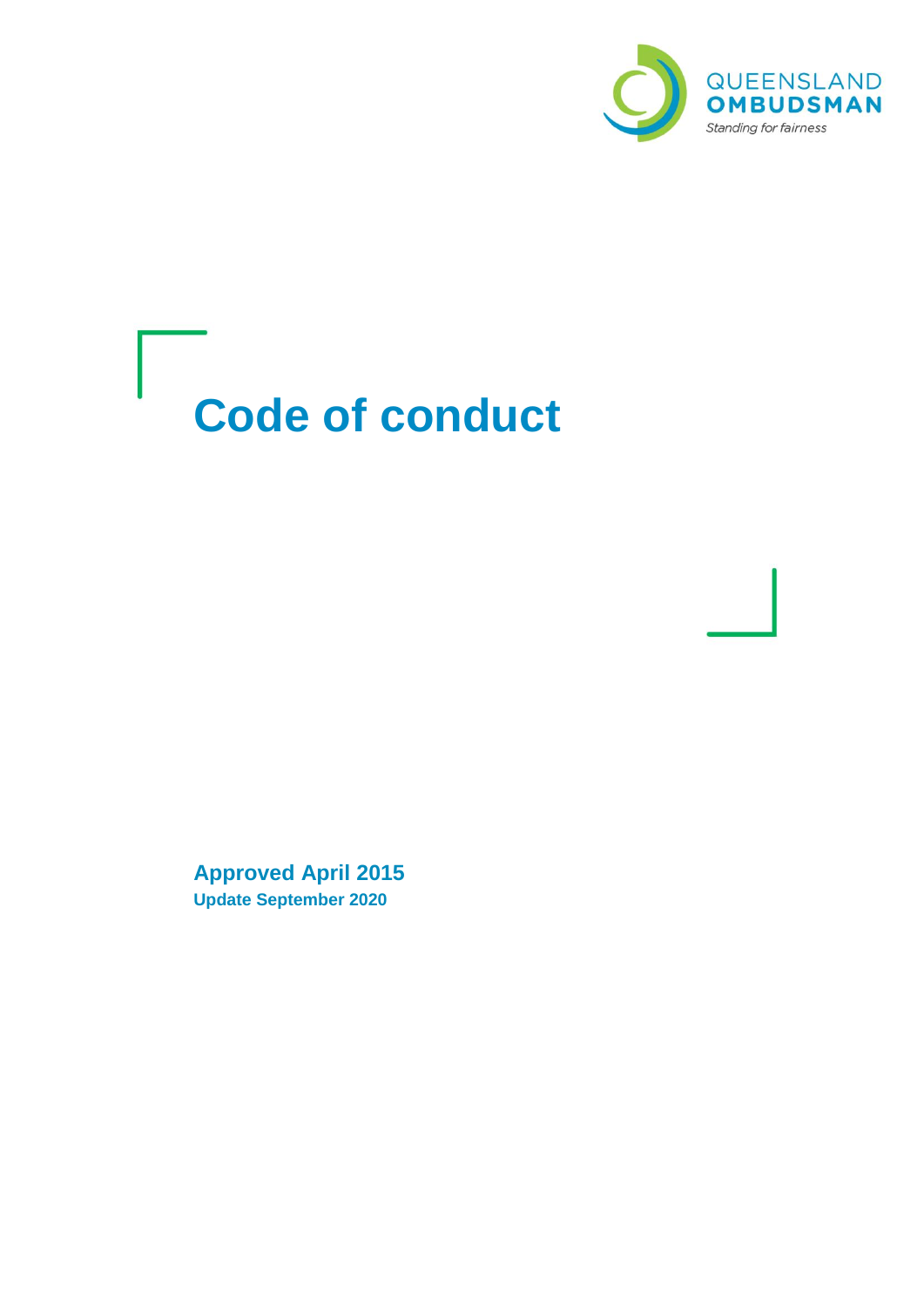QUEENSLAND OMBUDSMAN

*Standing for fairness*

# Code of conduct

**Approved April 2015**

**Update September 2020**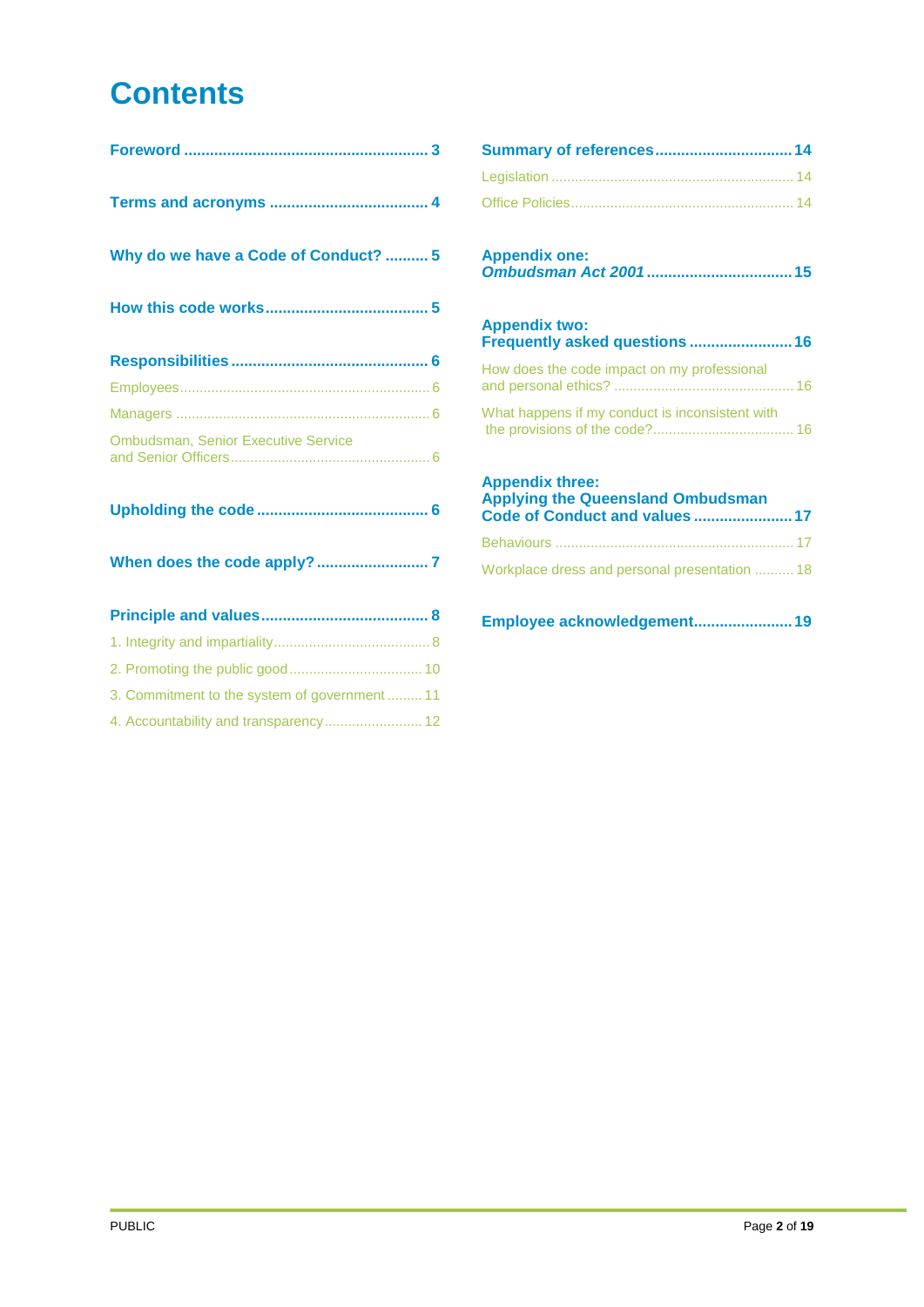# Contents

**Foreword** ........................................................ 3

**Terms and acronyms** .................................... 4

**Why do we have a Code of Conduct?** .......... 5

**How this code works** ..................................... 5

**Responsibilities** ............................................. 6

Employees ............................................................... 6

Managers ................................................................. 6

Ombudsman, Senior Executive Service and Senior Officers .................................................. 6

**Upholding the code** ....................................... 6

**When does the code apply?** .......................... 7

**Principle and values** ...................................... 8

1. Integrity and impartiality ....................................... 8

2. Promoting the public good ................................. 10

3. Commitment to the system of government ......... 11

4. Accountability and transparency ......................... 12

**Summary of references** ............................... 14

Legislation ............................................................. 14

Office Policies ........................................................ 14

**Appendix one: *Ombudsman Act 2001*** ................................. 15

**Appendix two: Frequently asked questions** ........................ 16

How does the code impact on my professional and personal ethics? ............................................. 16

What happens if my conduct is inconsistent with the provisions of the code? .................................. 16

**Appendix three: Applying the Queensland Ombudsman Code of Conduct and values** ...................... 17

Behaviours ............................................................ 17

Workplace dress and personal presentation .......... 18

**Employee acknowledgement** ...................... 19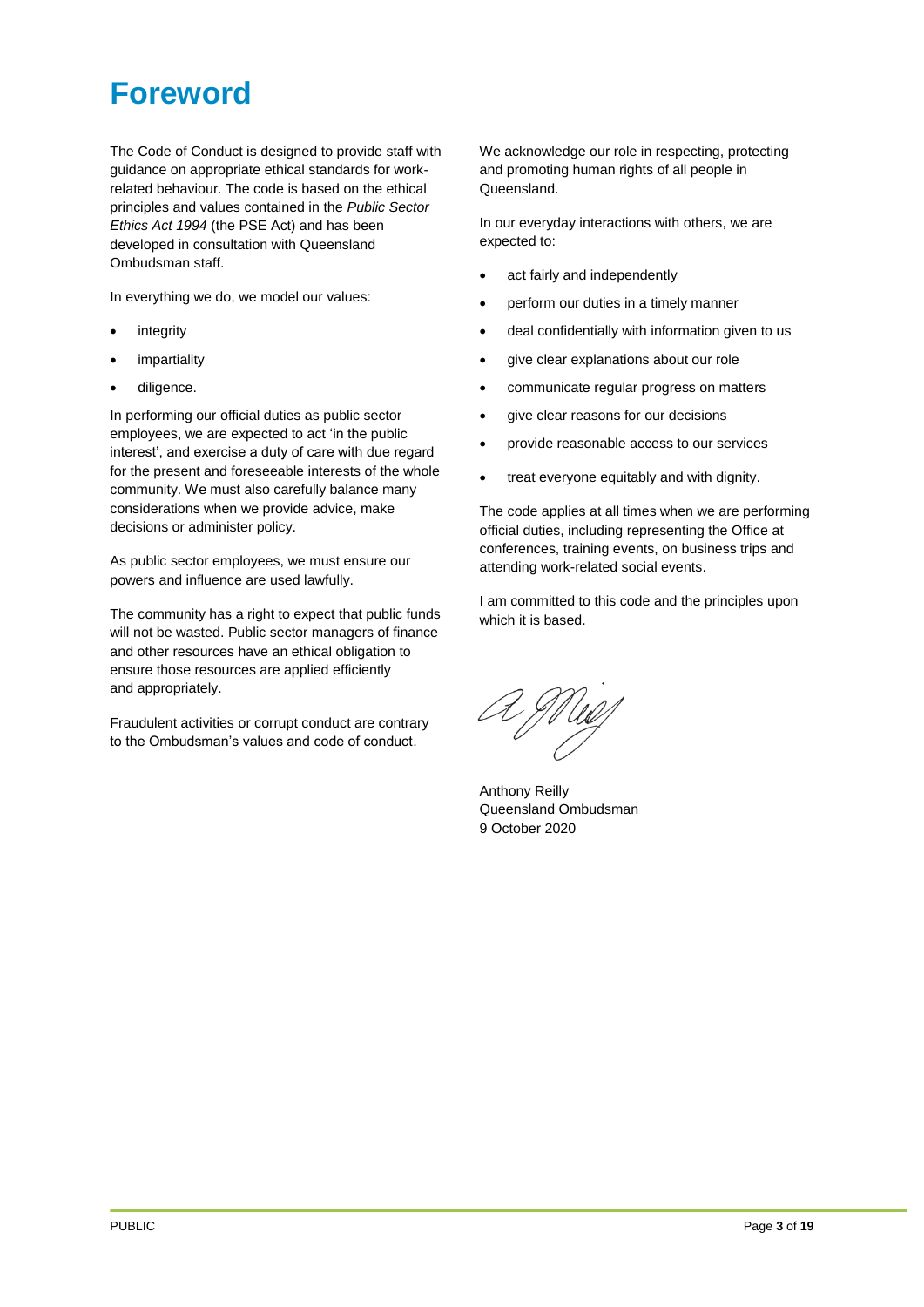# Foreword

The Code of Conduct is designed to provide staff with guidance on appropriate ethical standards for work-related behaviour. The code is based on the ethical principles and values contained in the *Public Sector Ethics Act 1994* (the PSE Act) and has been developed in consultation with Queensland Ombudsman staff.

In everything we do, we model our values:

- integrity
- impartiality
- diligence.

In performing our official duties as public sector employees, we are expected to act 'in the public interest', and exercise a duty of care with due regard for the present and foreseeable interests of the whole community. We must also carefully balance many considerations when we provide advice, make decisions or administer policy.

As public sector employees, we must ensure our powers and influence are used lawfully.

The community has a right to expect that public funds will not be wasted. Public sector managers of finance and other resources have an ethical obligation to ensure those resources are applied efficiently and appropriately.

Fraudulent activities or corrupt conduct are contrary to the Ombudsman's values and code of conduct.

We acknowledge our role in respecting, protecting and promoting human rights of all people in Queensland.

In our everyday interactions with others, we are expected to:

- act fairly and independently
- perform our duties in a timely manner
- deal confidentially with information given to us
- give clear explanations about our role
- communicate regular progress on matters
- give clear reasons for our decisions
- provide reasonable access to our services
- treat everyone equitably and with dignity.

The code applies at all times when we are performing official duties, including representing the Office at conferences, training events, on business trips and attending work-related social events.

I am committed to this code and the principles upon which it is based.

Anthony Reilly
Queensland Ombudsman
9 October 2020

PUBLIC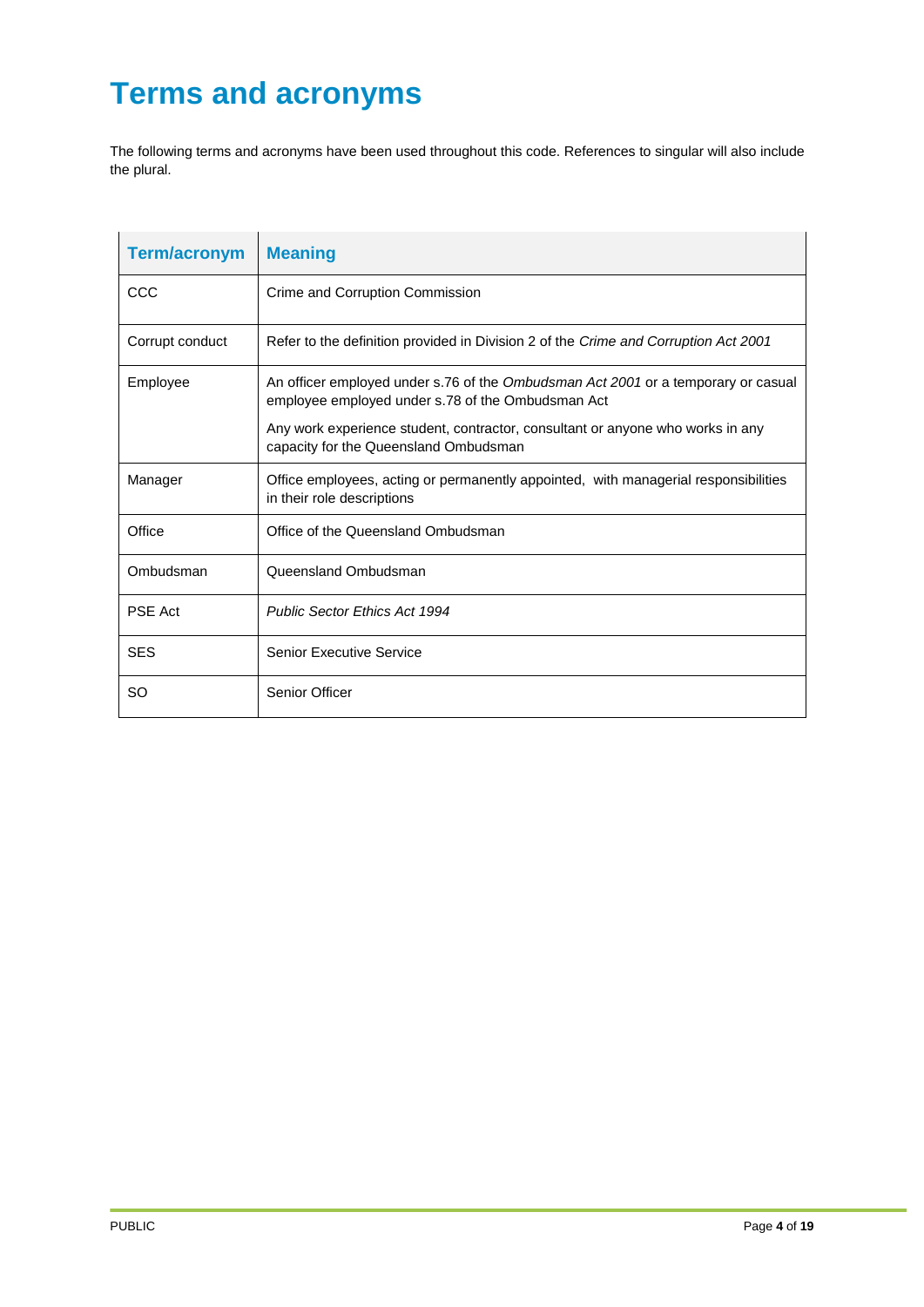# Terms and acronyms

The following terms and acronyms have been used throughout this code. References to singular will also include the plural.

| Term/acronym | Meaning |
| --- | --- |
| CCC | Crime and Corruption Commission |
| Corrupt conduct | Refer to the definition provided in Division 2 of the *Crime and Corruption Act 2001* |
| Employee | An officer employed under s.76 of the *Ombudsman Act 2001* or a temporary or casual employee employed under s.78 of the Ombudsman Act<br><br>Any work experience student, contractor, consultant or anyone who works in any capacity for the Queensland Ombudsman |
| Manager | Office employees, acting or permanently appointed, with managerial responsibilities in their role descriptions |
| Office | Office of the Queensland Ombudsman |
| Ombudsman | Queensland Ombudsman |
| PSE Act | *Public Sector Ethics Act 1994* |
| SES | Senior Executive Service |
| SO | Senior Officer |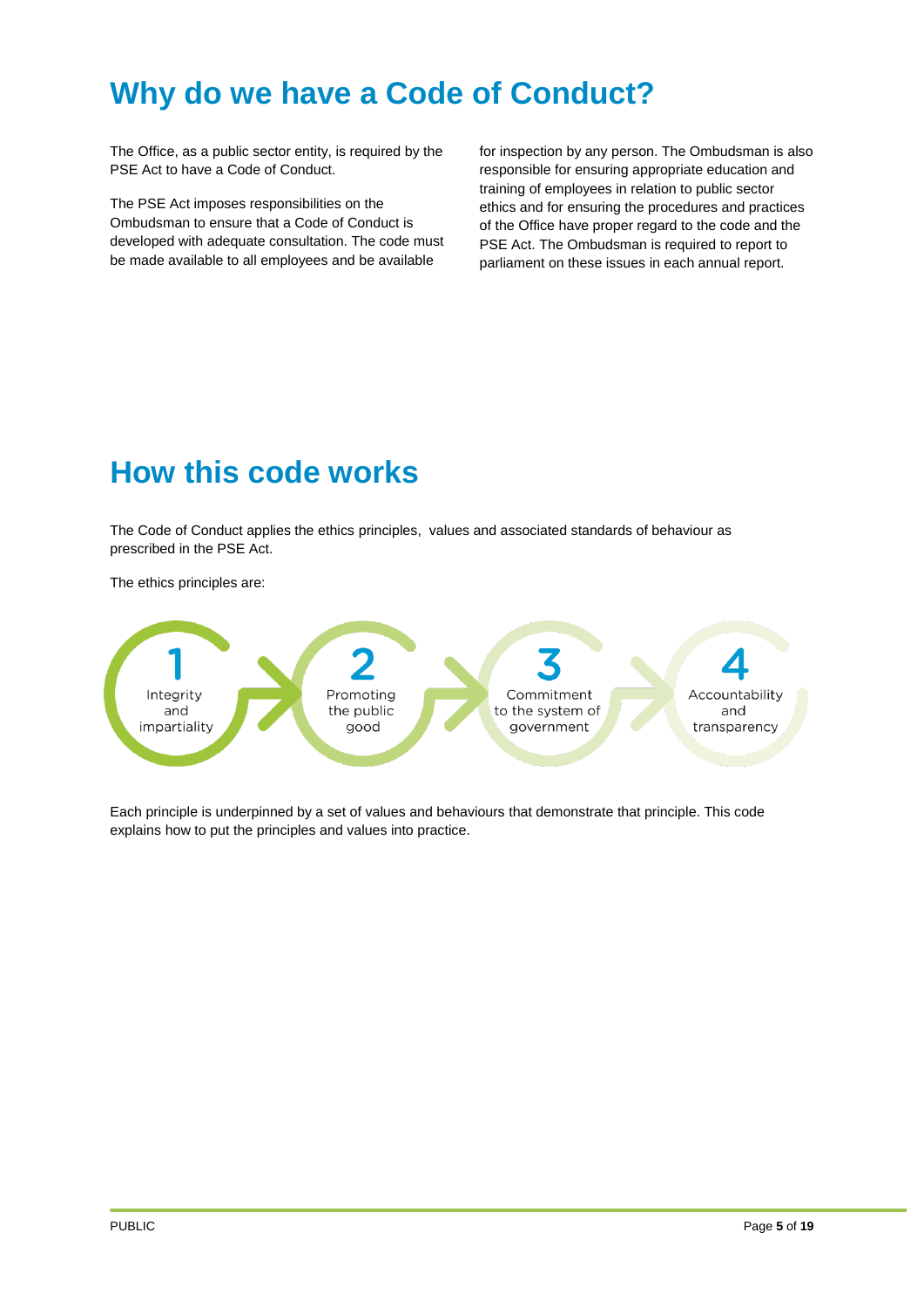# Why do we have a Code of Conduct?

The Office, as a public sector entity, is required by the PSE Act to have a Code of Conduct.

The PSE Act imposes responsibilities on the Ombudsman to ensure that a Code of Conduct is developed with adequate consultation. The code must be made available to all employees and be available for inspection by any person. The Ombudsman is also responsible for ensuring appropriate education and training of employees in relation to public sector ethics and for ensuring the procedures and practices of the Office have proper regard to the code and the PSE Act. The Ombudsman is required to report to parliament on these issues in each annual report.

# How this code works

The Code of Conduct applies the ethics principles, values and associated standards of behaviour as prescribed in the PSE Act.

The ethics principles are:

1. Integrity and impartiality
2. Promoting the public good
3. Commitment to the system of government
4. Accountability and transparency

Each principle is underpinned by a set of values and behaviours that demonstrate that principle. This code explains how to put the principles and values into practice.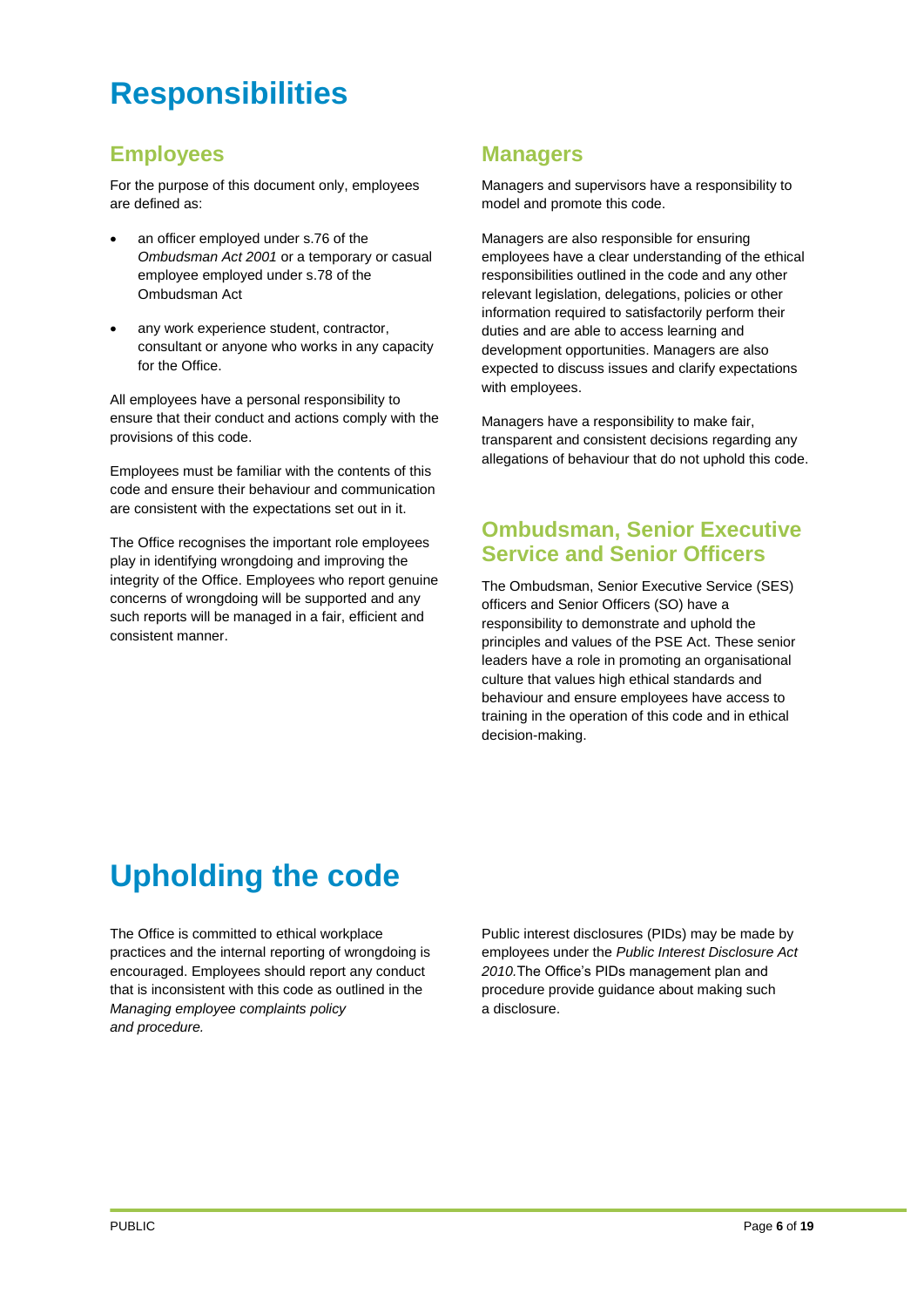# Responsibilities

## Employees

For the purpose of this document only, employees are defined as:

- an officer employed under s.76 of the *Ombudsman Act 2001* or a temporary or casual employee employed under s.78 of the Ombudsman Act
- any work experience student, contractor, consultant or anyone who works in any capacity for the Office.

All employees have a personal responsibility to ensure that their conduct and actions comply with the provisions of this code.

Employees must be familiar with the contents of this code and ensure their behaviour and communication are consistent with the expectations set out in it.

The Office recognises the important role employees play in identifying wrongdoing and improving the integrity of the Office. Employees who report genuine concerns of wrongdoing will be supported and any such reports will be managed in a fair, efficient and consistent manner.

## Managers

Managers and supervisors have a responsibility to model and promote this code.

Managers are also responsible for ensuring employees have a clear understanding of the ethical responsibilities outlined in the code and any other relevant legislation, delegations, policies or other information required to satisfactorily perform their duties and are able to access learning and development opportunities. Managers are also expected to discuss issues and clarify expectations with employees.

Managers have a responsibility to make fair, transparent and consistent decisions regarding any allegations of behaviour that do not uphold this code.

## Ombudsman, Senior Executive Service and Senior Officers

The Ombudsman, Senior Executive Service (SES) officers and Senior Officers (SO) have a responsibility to demonstrate and uphold the principles and values of the PSE Act. These senior leaders have a role in promoting an organisational culture that values high ethical standards and behaviour and ensure employees have access to training in the operation of this code and in ethical decision-making.

# Upholding the code

The Office is committed to ethical workplace practices and the internal reporting of wrongdoing is encouraged. Employees should report any conduct that is inconsistent with this code as outlined in the *Managing employee complaints policy and procedure.*

Public interest disclosures (PIDs) may be made by employees under the *Public Interest Disclosure Act 2010.* The Office's PIDs management plan and procedure provide guidance about making such a disclosure.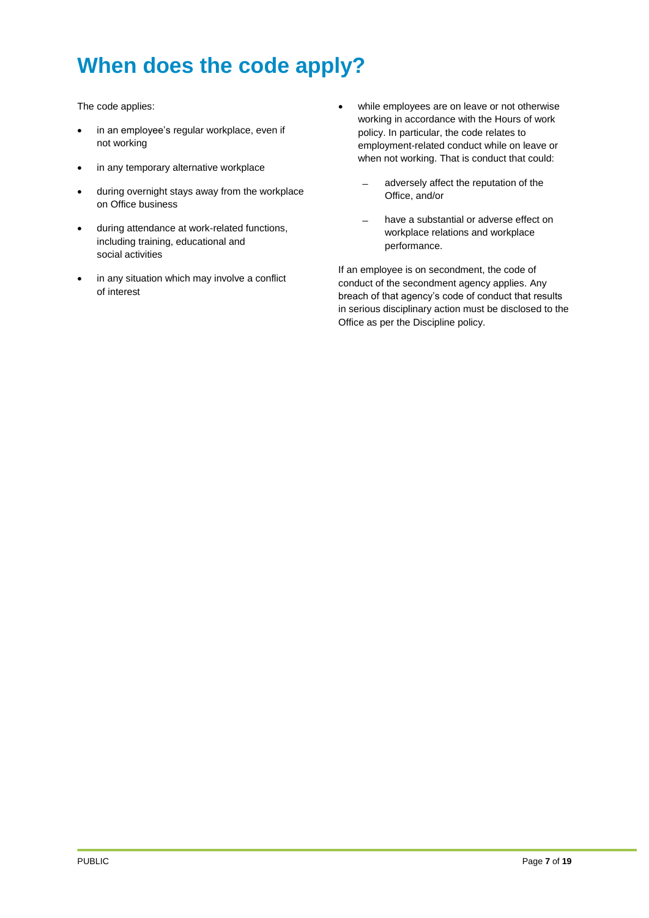# When does the code apply?

The code applies:

- in an employee's regular workplace, even if not working
- in any temporary alternative workplace
- during overnight stays away from the workplace on Office business
- during attendance at work-related functions, including training, educational and social activities
- in any situation which may involve a conflict of interest
- while employees are on leave or not otherwise working in accordance with the Hours of work policy. In particular, the code relates to employment-related conduct while on leave or when not working. That is conduct that could:
  - adversely affect the reputation of the Office, and/or
  - have a substantial or adverse effect on workplace relations and workplace performance.

If an employee is on secondment, the code of conduct of the secondment agency applies. Any breach of that agency's code of conduct that results in serious disciplinary action must be disclosed to the Office as per the Discipline policy.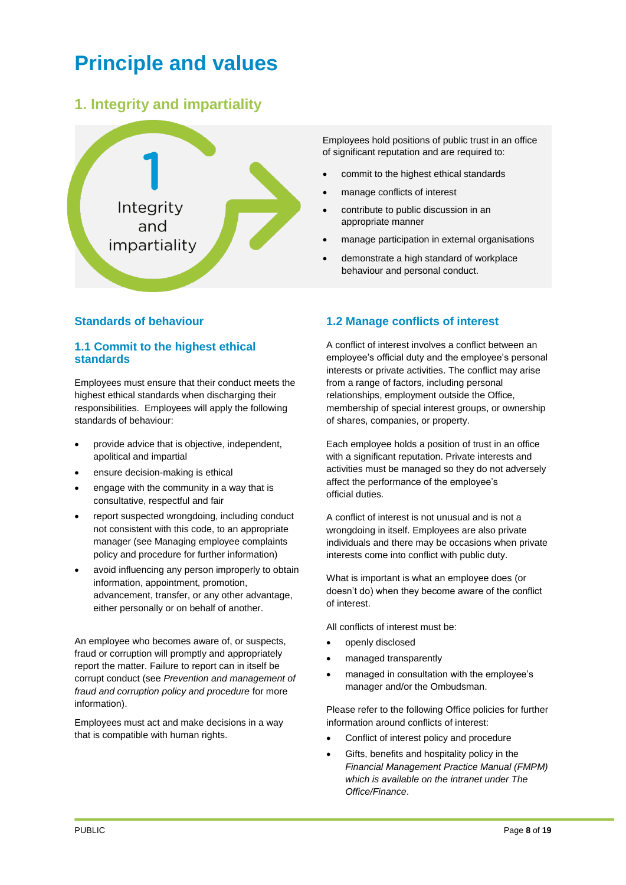# Principle and values

## 1. Integrity and impartiality

1 Integrity and impartiality

Employees hold positions of public trust in an office of significant reputation and are required to:

- commit to the highest ethical standards
- manage conflicts of interest
- contribute to public discussion in an appropriate manner
- manage participation in external organisations
- demonstrate a high standard of workplace behaviour and personal conduct.

### Standards of behaviour

### 1.1 Commit to the highest ethical standards

Employees must ensure that their conduct meets the highest ethical standards when discharging their responsibilities. Employees will apply the following standards of behaviour:

- provide advice that is objective, independent, apolitical and impartial
- ensure decision-making is ethical
- engage with the community in a way that is consultative, respectful and fair
- report suspected wrongdoing, including conduct not consistent with this code, to an appropriate manager (see Managing employee complaints policy and procedure for further information)
- avoid influencing any person improperly to obtain information, appointment, promotion, advancement, transfer, or any other advantage, either personally or on behalf of another.

An employee who becomes aware of, or suspects, fraud or corruption will promptly and appropriately report the matter. Failure to report can in itself be corrupt conduct (see *Prevention and management of fraud and corruption policy and procedure* for more information).

Employees must act and make decisions in a way that is compatible with human rights.

### 1.2 Manage conflicts of interest

A conflict of interest involves a conflict between an employee's official duty and the employee's personal interests or private activities. The conflict may arise from a range of factors, including personal relationships, employment outside the Office, membership of special interest groups, or ownership of shares, companies, or property.

Each employee holds a position of trust in an office with a significant reputation. Private interests and activities must be managed so they do not adversely affect the performance of the employee's official duties.

A conflict of interest is not unusual and is not a wrongdoing in itself. Employees are also private individuals and there may be occasions when private interests come into conflict with public duty.

What is important is what an employee does (or doesn't do) when they become aware of the conflict of interest.

All conflicts of interest must be:

- openly disclosed
- managed transparently
- managed in consultation with the employee's manager and/or the Ombudsman.

Please refer to the following Office policies for further information around conflicts of interest:

- Conflict of interest policy and procedure
- Gifts, benefits and hospitality policy in the *Financial Management Practice Manual (FMPM) which is available on the intranet under The Office/Finance*.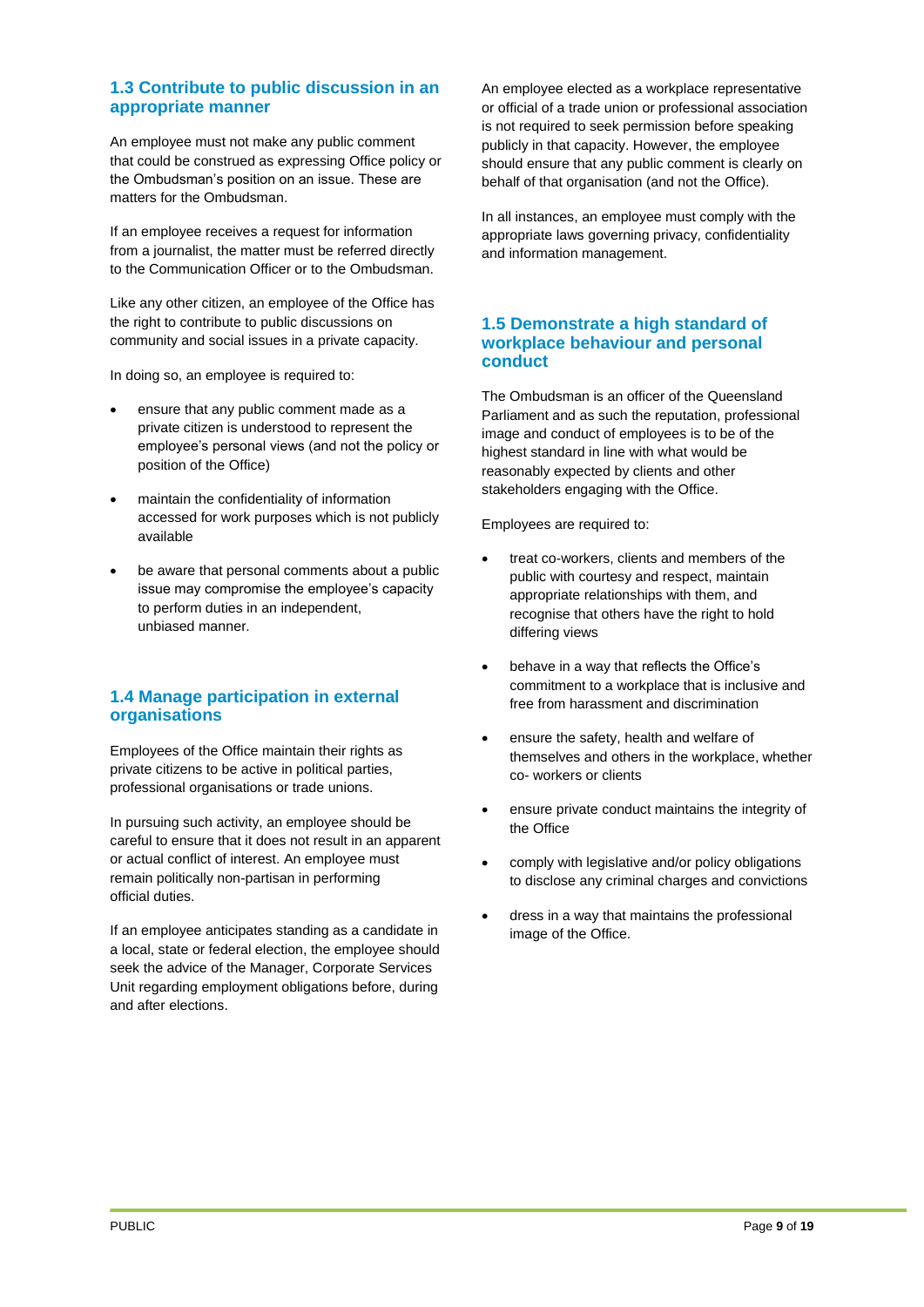### 1.3 Contribute to public discussion in an appropriate manner

An employee must not make any public comment that could be construed as expressing Office policy or the Ombudsman's position on an issue. These are matters for the Ombudsman.

If an employee receives a request for information from a journalist, the matter must be referred directly to the Communication Officer or to the Ombudsman.

Like any other citizen, an employee of the Office has the right to contribute to public discussions on community and social issues in a private capacity.

In doing so, an employee is required to:

- ensure that any public comment made as a private citizen is understood to represent the employee's personal views (and not the policy or position of the Office)
- maintain the confidentiality of information accessed for work purposes which is not publicly available
- be aware that personal comments about a public issue may compromise the employee's capacity to perform duties in an independent, unbiased manner.

### 1.4 Manage participation in external organisations

Employees of the Office maintain their rights as private citizens to be active in political parties, professional organisations or trade unions.

In pursuing such activity, an employee should be careful to ensure that it does not result in an apparent or actual conflict of interest. An employee must remain politically non-partisan in performing official duties.

If an employee anticipates standing as a candidate in a local, state or federal election, the employee should seek the advice of the Manager, Corporate Services Unit regarding employment obligations before, during and after elections.

An employee elected as a workplace representative or official of a trade union or professional association is not required to seek permission before speaking publicly in that capacity. However, the employee should ensure that any public comment is clearly on behalf of that organisation (and not the Office).

In all instances, an employee must comply with the appropriate laws governing privacy, confidentiality and information management.

### 1.5 Demonstrate a high standard of workplace behaviour and personal conduct

The Ombudsman is an officer of the Queensland Parliament and as such the reputation, professional image and conduct of employees is to be of the highest standard in line with what would be reasonably expected by clients and other stakeholders engaging with the Office.

Employees are required to:

- treat co-workers, clients and members of the public with courtesy and respect, maintain appropriate relationships with them, and recognise that others have the right to hold differing views
- behave in a way that reflects the Office's commitment to a workplace that is inclusive and free from harassment and discrimination
- ensure the safety, health and welfare of themselves and others in the workplace, whether co- workers or clients
- ensure private conduct maintains the integrity of the Office
- comply with legislative and/or policy obligations to disclose any criminal charges and convictions
- dress in a way that maintains the professional image of the Office.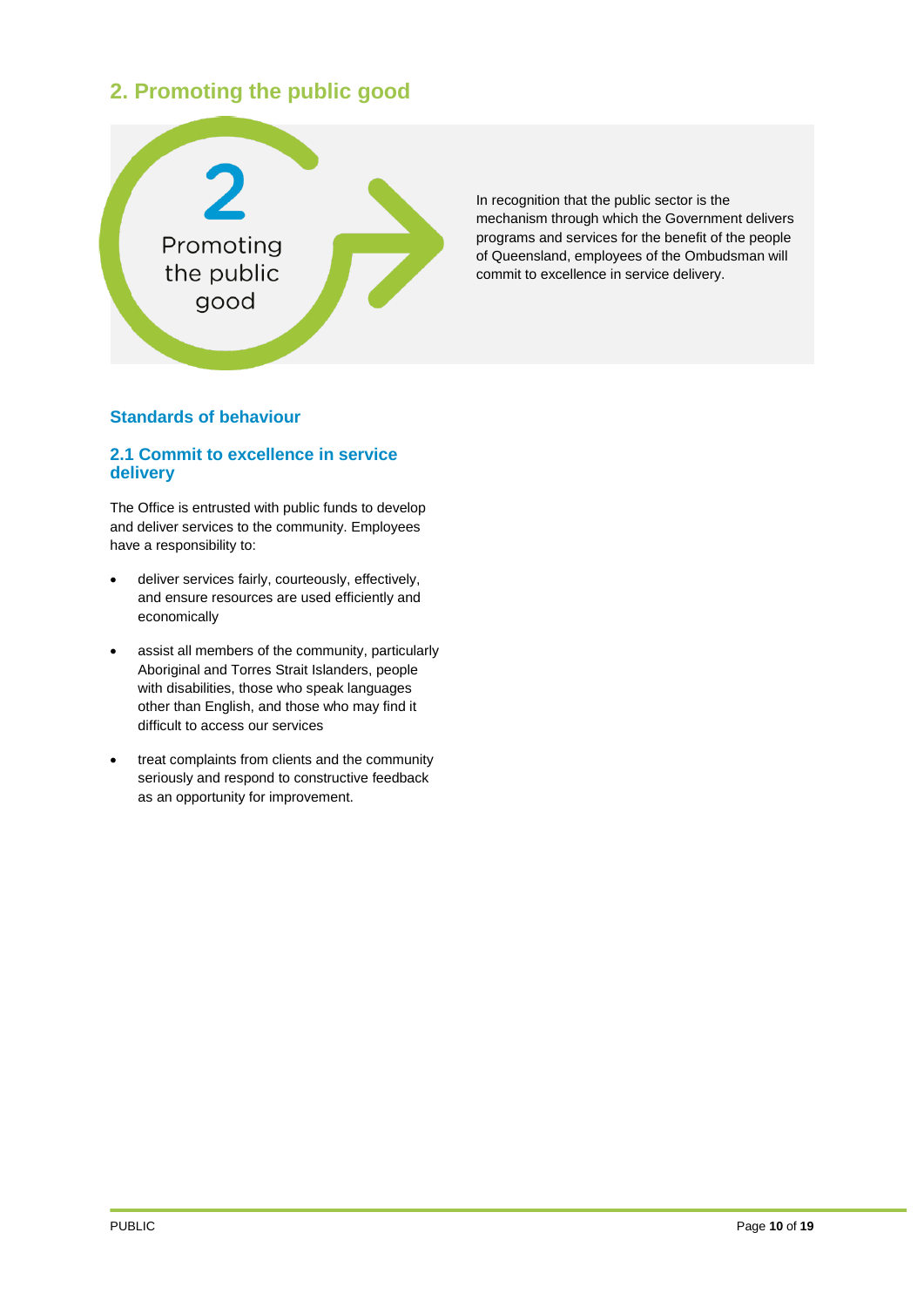## 2. Promoting the public good

2

Promoting the public good

In recognition that the public sector is the mechanism through which the Government delivers programs and services for the benefit of the people of Queensland, employees of the Ombudsman will commit to excellence in service delivery.

### Standards of behaviour

#### 2.1 Commit to excellence in service delivery

The Office is entrusted with public funds to develop and deliver services to the community. Employees have a responsibility to:

- deliver services fairly, courteously, effectively, and ensure resources are used efficiently and economically
- assist all members of the community, particularly Aboriginal and Torres Strait Islanders, people with disabilities, those who speak languages other than English, and those who may find it difficult to access our services
- treat complaints from clients and the community seriously and respond to constructive feedback as an opportunity for improvement.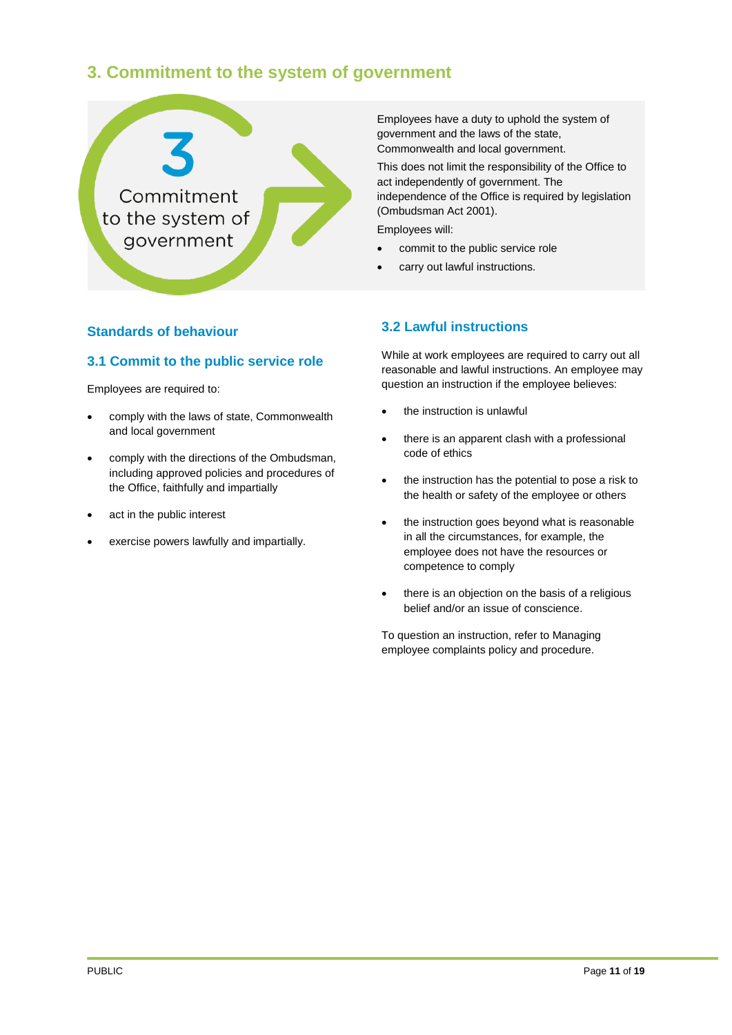## 3. Commitment to the system of government

3

Commitment to the system of government

Employees have a duty to uphold the system of government and the laws of the state, Commonwealth and local government.

This does not limit the responsibility of the Office to act independently of government. The independence of the Office is required by legislation (Ombudsman Act 2001).

Employees will:

- commit to the public service role
- carry out lawful instructions.

### Standards of behaviour

### 3.1 Commit to the public service role

Employees are required to:

- comply with the laws of state, Commonwealth and local government
- comply with the directions of the Ombudsman, including approved policies and procedures of the Office, faithfully and impartially
- act in the public interest
- exercise powers lawfully and impartially.

### 3.2 Lawful instructions

While at work employees are required to carry out all reasonable and lawful instructions. An employee may question an instruction if the employee believes:

- the instruction is unlawful
- there is an apparent clash with a professional code of ethics
- the instruction has the potential to pose a risk to the health or safety of the employee or others
- the instruction goes beyond what is reasonable in all the circumstances, for example, the employee does not have the resources or competence to comply
- there is an objection on the basis of a religious belief and/or an issue of conscience.

To question an instruction, refer to Managing employee complaints policy and procedure.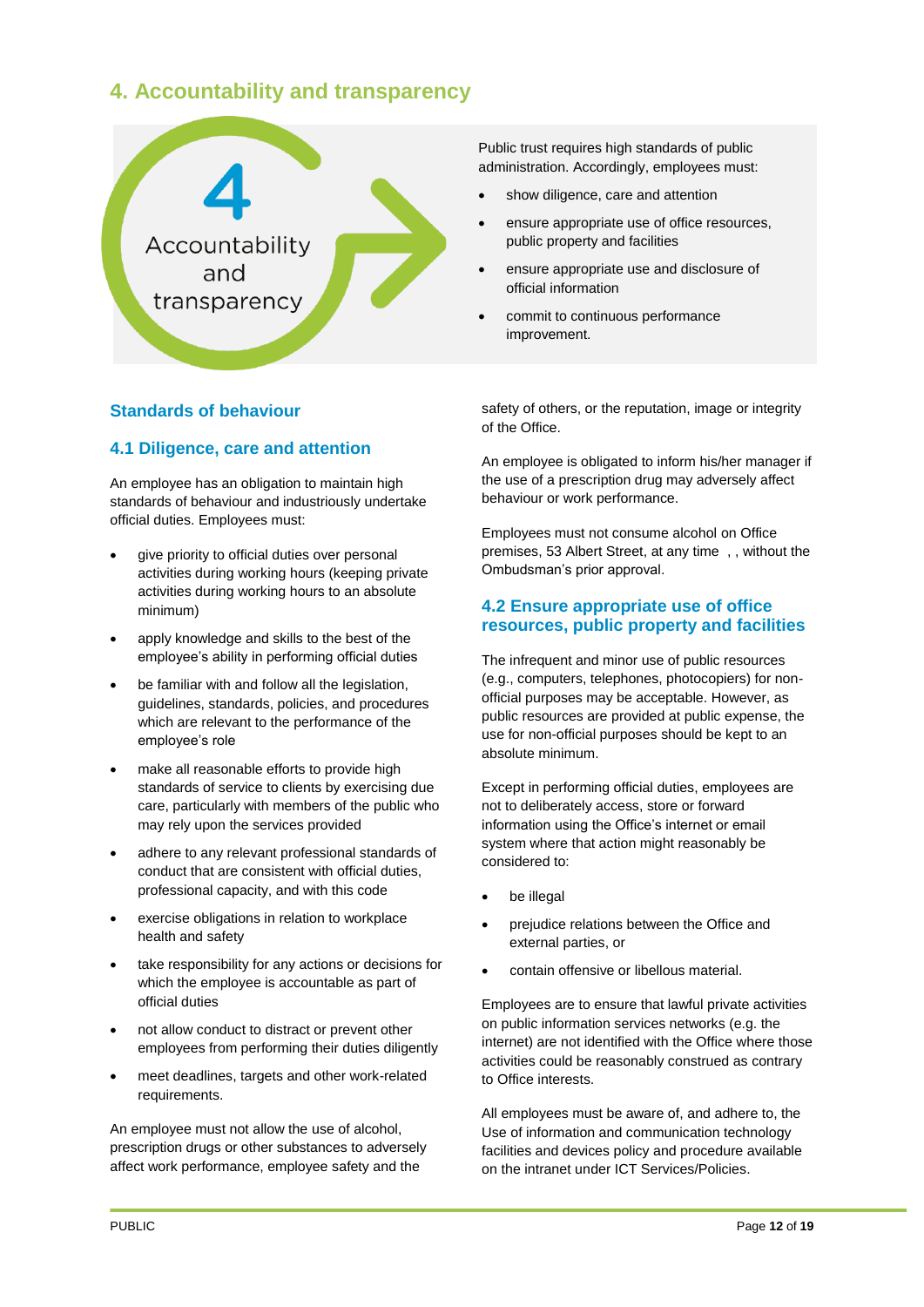# 4. Accountability and transparency

4 Accountability and transparency

Public trust requires high standards of public administration. Accordingly, employees must:

- show diligence, care and attention
- ensure appropriate use of office resources, public property and facilities
- ensure appropriate use and disclosure of official information
- commit to continuous performance improvement.

## Standards of behaviour

### 4.1 Diligence, care and attention

An employee has an obligation to maintain high standards of behaviour and industriously undertake official duties. Employees must:

- give priority to official duties over personal activities during working hours (keeping private activities during working hours to an absolute minimum)
- apply knowledge and skills to the best of the employee's ability in performing official duties
- be familiar with and follow all the legislation, guidelines, standards, policies, and procedures which are relevant to the performance of the employee's role
- make all reasonable efforts to provide high standards of service to clients by exercising due care, particularly with members of the public who may rely upon the services provided
- adhere to any relevant professional standards of conduct that are consistent with official duties, professional capacity, and with this code
- exercise obligations in relation to workplace health and safety
- take responsibility for any actions or decisions for which the employee is accountable as part of official duties
- not allow conduct to distract or prevent other employees from performing their duties diligently
- meet deadlines, targets and other work-related requirements.

An employee must not allow the use of alcohol, prescription drugs or other substances to adversely affect work performance, employee safety and the safety of others, or the reputation, image or integrity of the Office.

An employee is obligated to inform his/her manager if the use of a prescription drug may adversely affect behaviour or work performance.

Employees must not consume alcohol on Office premises, 53 Albert Street, at any time , , without the Ombudsman's prior approval.

### 4.2 Ensure appropriate use of office resources, public property and facilities

The infrequent and minor use of public resources (e.g., computers, telephones, photocopiers) for non-official purposes may be acceptable. However, as public resources are provided at public expense, the use for non-official purposes should be kept to an absolute minimum.

Except in performing official duties, employees are not to deliberately access, store or forward information using the Office's internet or email system where that action might reasonably be considered to:

- be illegal
- prejudice relations between the Office and external parties, or
- contain offensive or libellous material.

Employees are to ensure that lawful private activities on public information services networks (e.g. the internet) are not identified with the Office where those activities could be reasonably construed as contrary to Office interests.

All employees must be aware of, and adhere to, the Use of information and communication technology facilities and devices policy and procedure available on the intranet under ICT Services/Policies.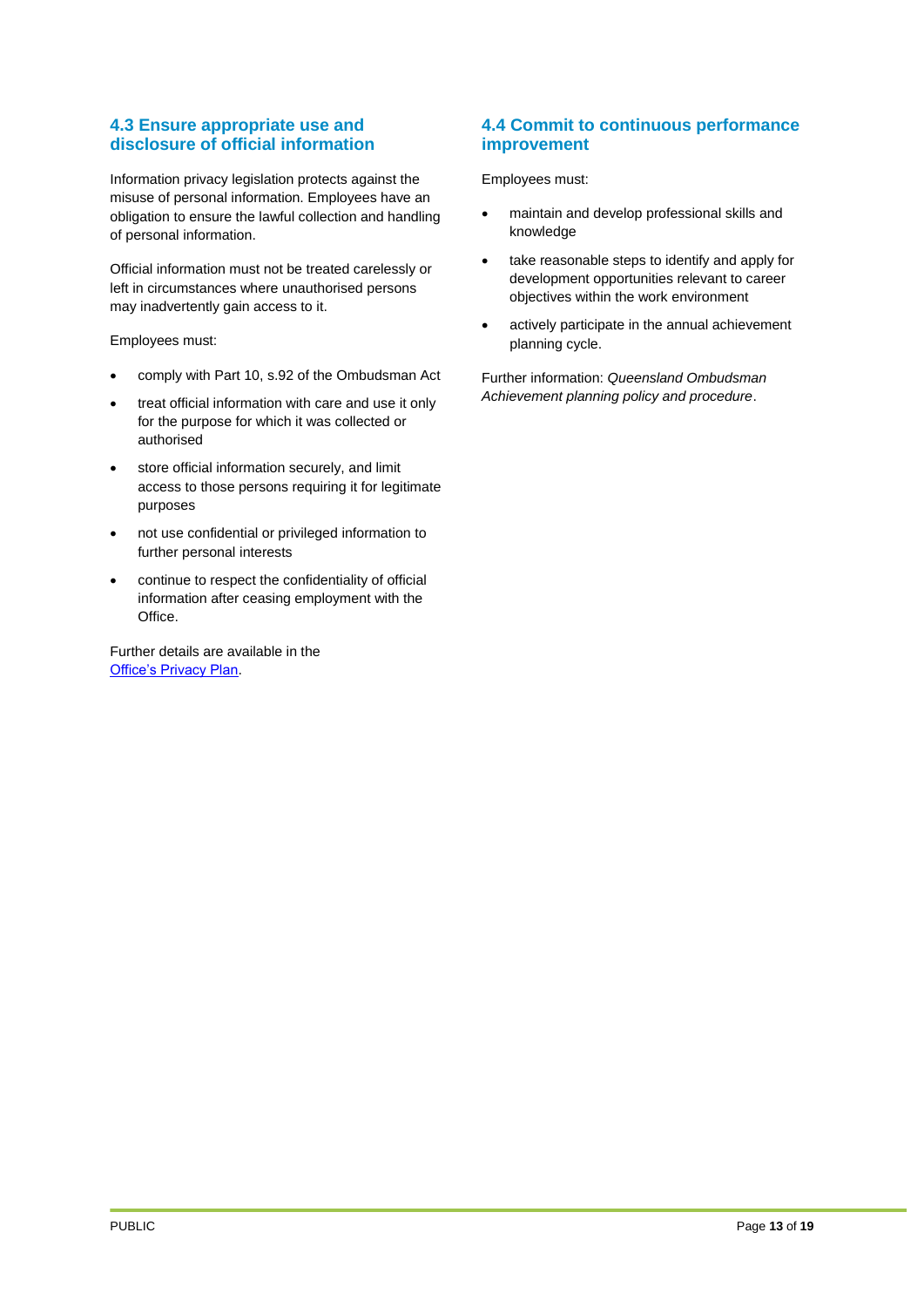## 4.3 Ensure appropriate use and disclosure of official information

Information privacy legislation protects against the misuse of personal information. Employees have an obligation to ensure the lawful collection and handling of personal information.

Official information must not be treated carelessly or left in circumstances where unauthorised persons may inadvertently gain access to it.

Employees must:

- comply with Part 10, s.92 of the Ombudsman Act
- treat official information with care and use it only for the purpose for which it was collected or authorised
- store official information securely, and limit access to those persons requiring it for legitimate purposes
- not use confidential or privileged information to further personal interests
- continue to respect the confidentiality of official information after ceasing employment with the Office.

Further details are available in the [Office's Privacy Plan](#).

## 4.4 Commit to continuous performance improvement

Employees must:

- maintain and develop professional skills and knowledge
- take reasonable steps to identify and apply for development opportunities relevant to career objectives within the work environment
- actively participate in the annual achievement planning cycle.

Further information: *Queensland Ombudsman Achievement planning policy and procedure*.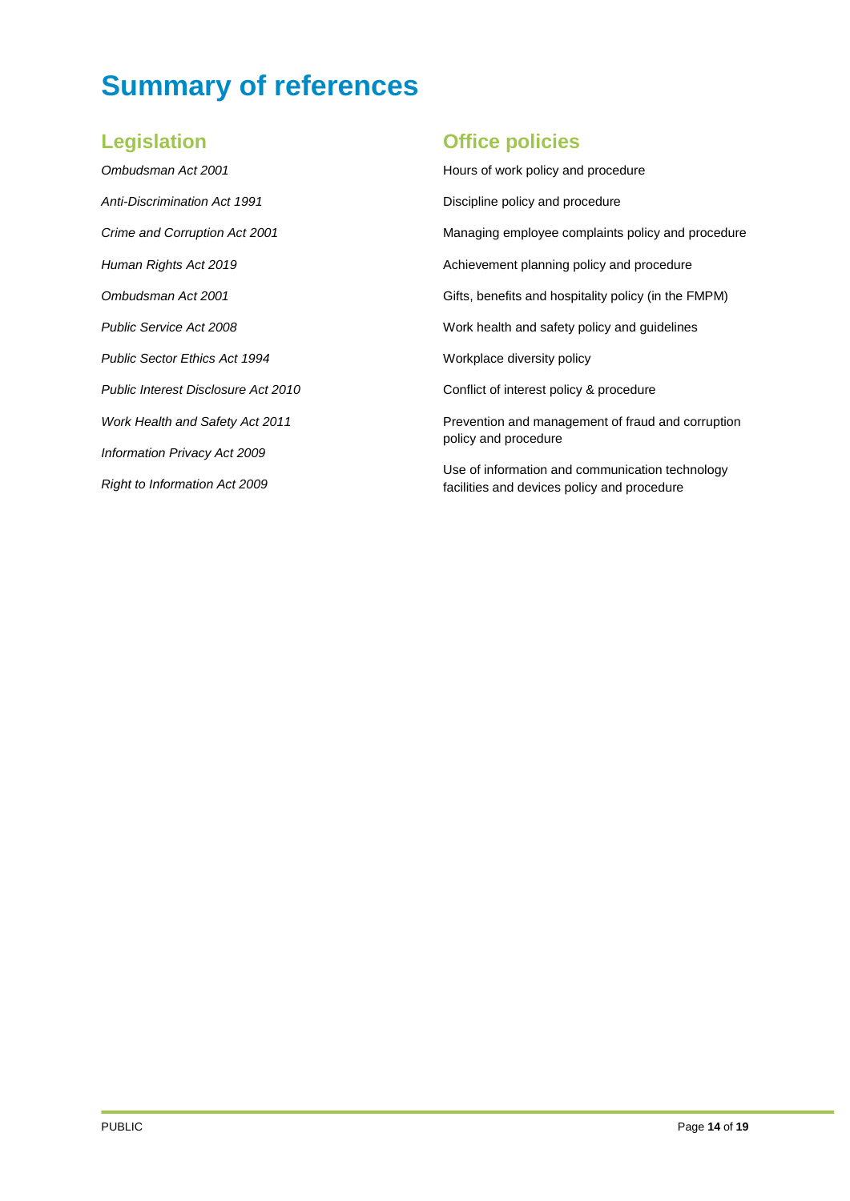# Summary of references

## Legislation

*Ombudsman Act 2001*

*Anti-Discrimination Act 1991*

*Crime and Corruption Act 2001*

*Human Rights Act 2019*

*Ombudsman Act 2001*

*Public Service Act 2008*

*Public Sector Ethics Act 1994*

*Public Interest Disclosure Act 2010*

*Work Health and Safety Act 2011*

*Information Privacy Act 2009*

*Right to Information Act 2009*

## Office policies

Hours of work policy and procedure

Discipline policy and procedure

Managing employee complaints policy and procedure

Achievement planning policy and procedure

Gifts, benefits and hospitality policy (in the FMPM)

Work health and safety policy and guidelines

Workplace diversity policy

Conflict of interest policy & procedure

Prevention and management of fraud and corruption policy and procedure

Use of information and communication technology facilities and devices policy and procedure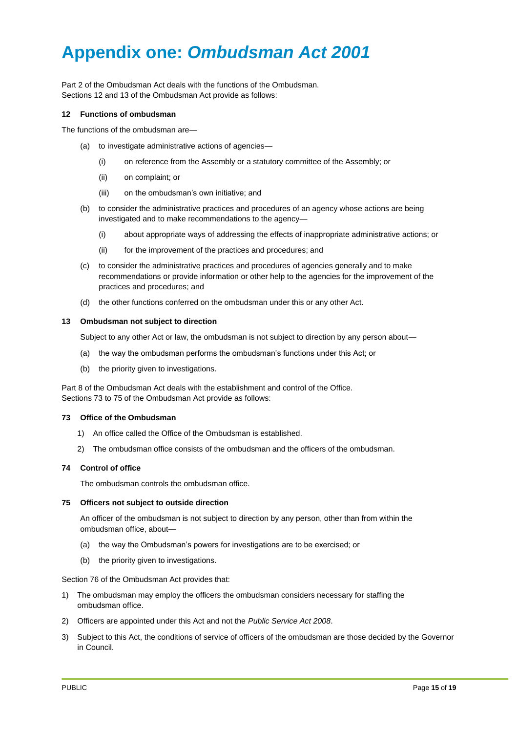# Appendix one: *Ombudsman Act 2001*

Part 2 of the Ombudsman Act deals with the functions of the Ombudsman.
Sections 12 and 13 of the Ombudsman Act provide as follows:

**12 Functions of ombudsman**

The functions of the ombudsman are—

- (a) to investigate administrative actions of agencies—
  - (i) on reference from the Assembly or a statutory committee of the Assembly; or
  - (ii) on complaint; or
  - (iii) on the ombudsman's own initiative; and
- (b) to consider the administrative practices and procedures of an agency whose actions are being investigated and to make recommendations to the agency—
  - (i) about appropriate ways of addressing the effects of inappropriate administrative actions; or
  - (ii) for the improvement of the practices and procedures; and
- (c) to consider the administrative practices and procedures of agencies generally and to make recommendations or provide information or other help to the agencies for the improvement of the practices and procedures; and
- (d) the other functions conferred on the ombudsman under this or any other Act.

**13 Ombudsman not subject to direction**

Subject to any other Act or law, the ombudsman is not subject to direction by any person about—

- (a) the way the ombudsman performs the ombudsman's functions under this Act; or
- (b) the priority given to investigations.

Part 8 of the Ombudsman Act deals with the establishment and control of the Office.
Sections 73 to 75 of the Ombudsman Act provide as follows:

**73 Office of the Ombudsman**

1) An office called the Office of the Ombudsman is established.
2) The ombudsman office consists of the ombudsman and the officers of the ombudsman.

**74 Control of office**

The ombudsman controls the ombudsman office.

**75 Officers not subject to outside direction**

An officer of the ombudsman is not subject to direction by any person, other than from within the ombudsman office, about—

- (a) the way the Ombudsman's powers for investigations are to be exercised; or
- (b) the priority given to investigations.

Section 76 of the Ombudsman Act provides that:

1) The ombudsman may employ the officers the ombudsman considers necessary for staffing the ombudsman office.
2) Officers are appointed under this Act and not the *Public Service Act 2008*.
3) Subject to this Act, the conditions of service of officers of the ombudsman are those decided by the Governor in Council.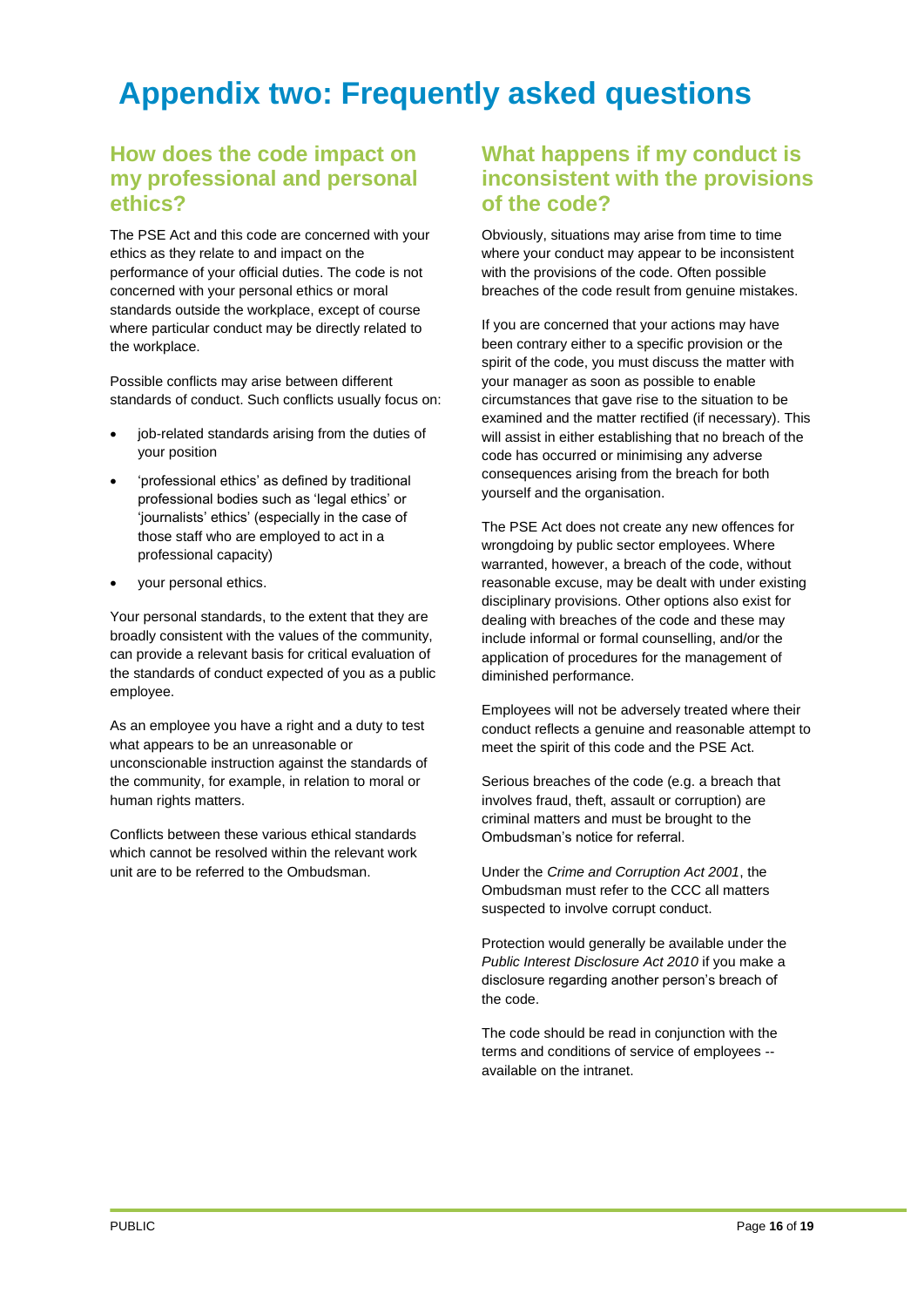# Appendix two: Frequently asked questions

## How does the code impact on my professional and personal ethics?

The PSE Act and this code are concerned with your ethics as they relate to and impact on the performance of your official duties. The code is not concerned with your personal ethics or moral standards outside the workplace, except of course where particular conduct may be directly related to the workplace.

Possible conflicts may arise between different standards of conduct. Such conflicts usually focus on:

- job-related standards arising from the duties of your position
- 'professional ethics' as defined by traditional professional bodies such as 'legal ethics' or 'journalists' ethics' (especially in the case of those staff who are employed to act in a professional capacity)
- your personal ethics.

Your personal standards, to the extent that they are broadly consistent with the values of the community, can provide a relevant basis for critical evaluation of the standards of conduct expected of you as a public employee.

As an employee you have a right and a duty to test what appears to be an unreasonable or unconscionable instruction against the standards of the community, for example, in relation to moral or human rights matters.

Conflicts between these various ethical standards which cannot be resolved within the relevant work unit are to be referred to the Ombudsman.

## What happens if my conduct is inconsistent with the provisions of the code?

Obviously, situations may arise from time to time where your conduct may appear to be inconsistent with the provisions of the code. Often possible breaches of the code result from genuine mistakes.

If you are concerned that your actions may have been contrary either to a specific provision or the spirit of the code, you must discuss the matter with your manager as soon as possible to enable circumstances that gave rise to the situation to be examined and the matter rectified (if necessary). This will assist in either establishing that no breach of the code has occurred or minimising any adverse consequences arising from the breach for both yourself and the organisation.

The PSE Act does not create any new offences for wrongdoing by public sector employees. Where warranted, however, a breach of the code, without reasonable excuse, may be dealt with under existing disciplinary provisions. Other options also exist for dealing with breaches of the code and these may include informal or formal counselling, and/or the application of procedures for the management of diminished performance.

Employees will not be adversely treated where their conduct reflects a genuine and reasonable attempt to meet the spirit of this code and the PSE Act.

Serious breaches of the code (e.g. a breach that involves fraud, theft, assault or corruption) are criminal matters and must be brought to the Ombudsman's notice for referral.

Under the *Crime and Corruption Act 2001*, the Ombudsman must refer to the CCC all matters suspected to involve corrupt conduct.

Protection would generally be available under the *Public Interest Disclosure Act 2010* if you make a disclosure regarding another person's breach of the code.

The code should be read in conjunction with the terms and conditions of service of employees -- available on the intranet.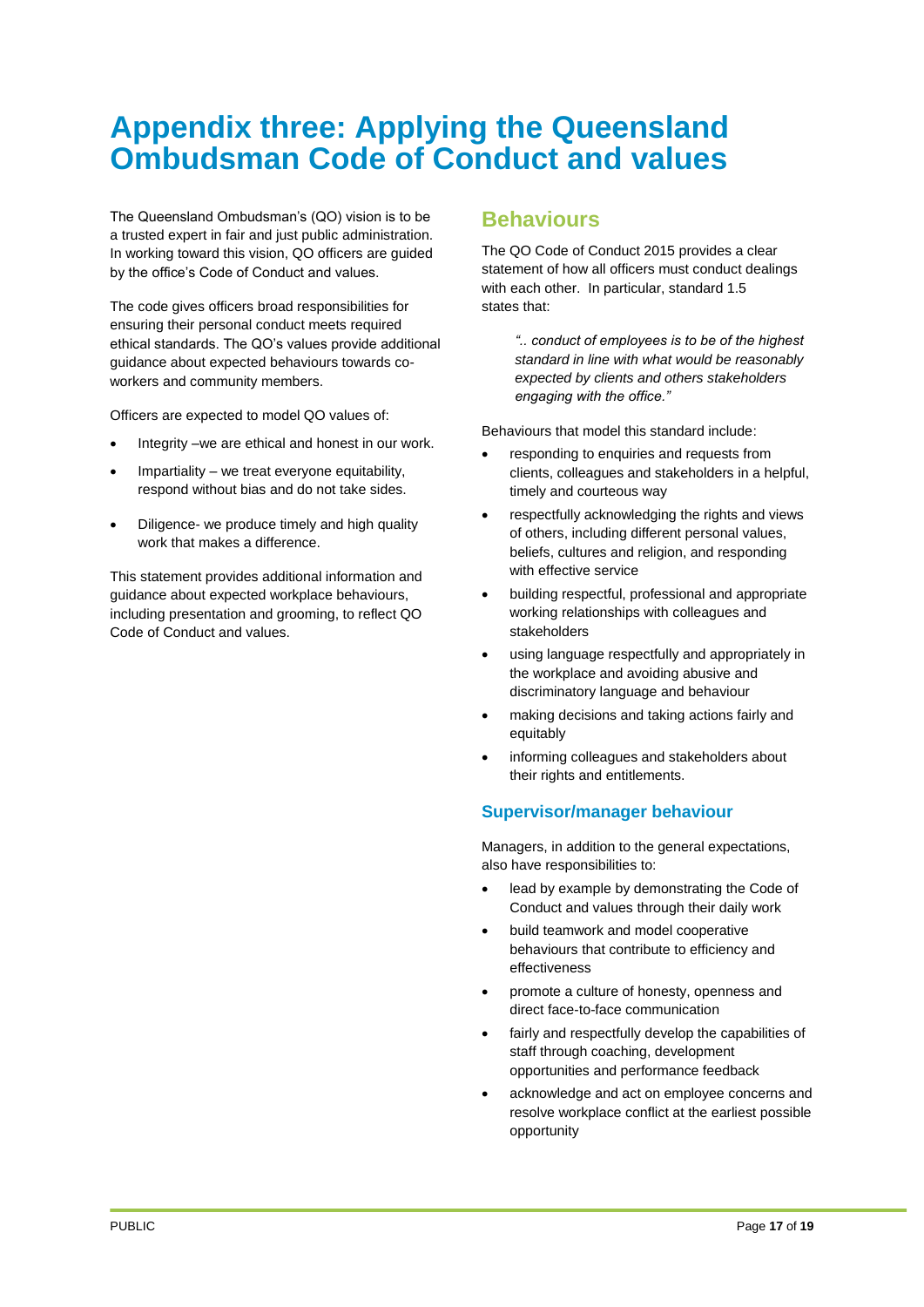# Appendix three: Applying the Queensland Ombudsman Code of Conduct and values

The Queensland Ombudsman's (QO) vision is to be a trusted expert in fair and just public administration. In working toward this vision, QO officers are guided by the office's Code of Conduct and values.

The code gives officers broad responsibilities for ensuring their personal conduct meets required ethical standards. The QO's values provide additional guidance about expected behaviours towards co-workers and community members.

Officers are expected to model QO values of:

- Integrity –we are ethical and honest in our work.
- Impartiality – we treat everyone equitability, respond without bias and do not take sides.
- Diligence- we produce timely and high quality work that makes a difference.

This statement provides additional information and guidance about expected workplace behaviours, including presentation and grooming, to reflect QO Code of Conduct and values.

## Behaviours

The QO Code of Conduct 2015 provides a clear statement of how all officers must conduct dealings with each other. In particular, standard 1.5 states that:

> *".. conduct of employees is to be of the highest standard in line with what would be reasonably expected by clients and others stakeholders engaging with the office."*

Behaviours that model this standard include:

- responding to enquiries and requests from clients, colleagues and stakeholders in a helpful, timely and courteous way
- respectfully acknowledging the rights and views of others, including different personal values, beliefs, cultures and religion, and responding with effective service
- building respectful, professional and appropriate working relationships with colleagues and stakeholders
- using language respectfully and appropriately in the workplace and avoiding abusive and discriminatory language and behaviour
- making decisions and taking actions fairly and equitably
- informing colleagues and stakeholders about their rights and entitlements.

### Supervisor/manager behaviour

Managers, in addition to the general expectations, also have responsibilities to:

- lead by example by demonstrating the Code of Conduct and values through their daily work
- build teamwork and model cooperative behaviours that contribute to efficiency and effectiveness
- promote a culture of honesty, openness and direct face-to-face communication
- fairly and respectfully develop the capabilities of staff through coaching, development opportunities and performance feedback
- acknowledge and act on employee concerns and resolve workplace conflict at the earliest possible opportunity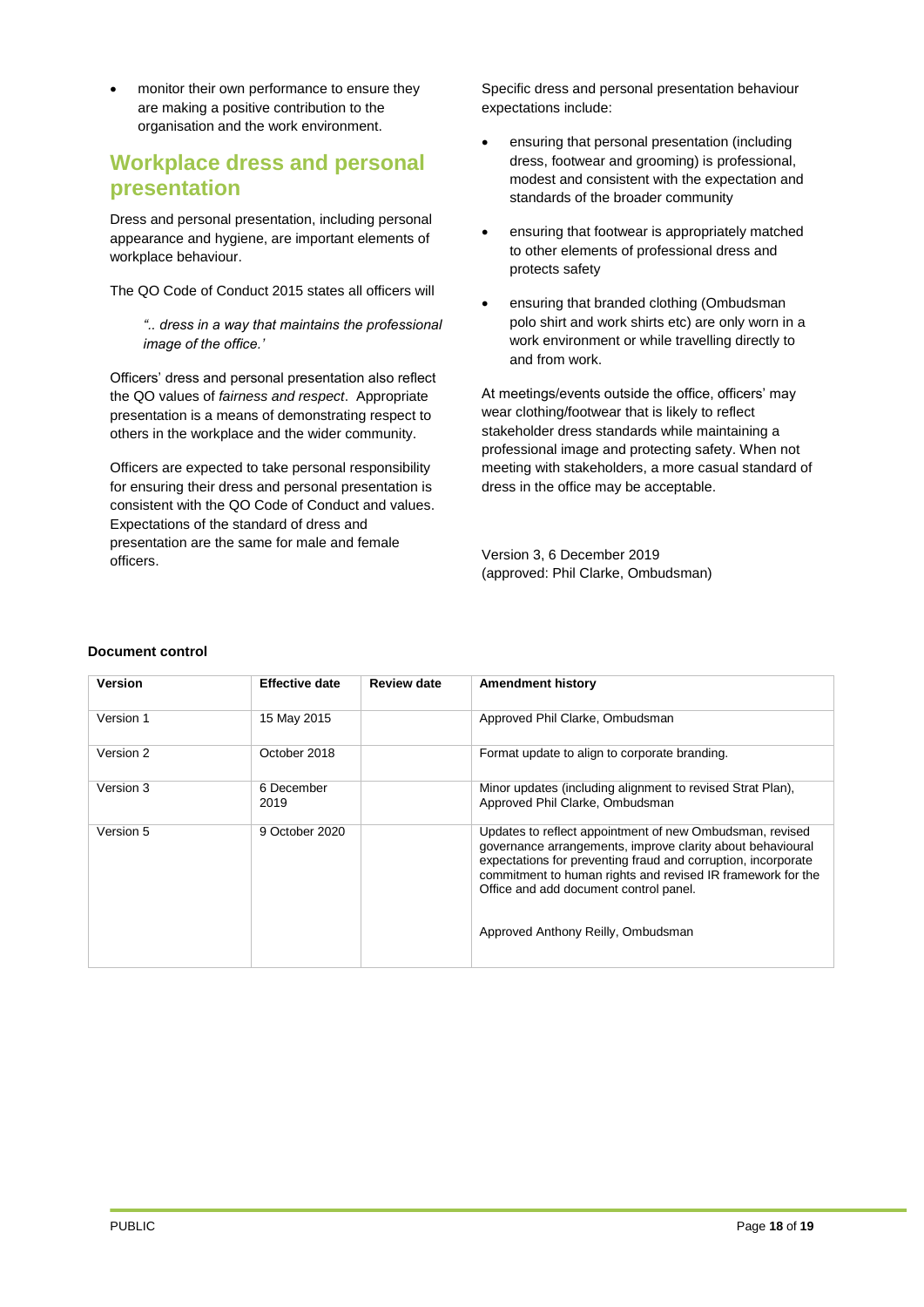- monitor their own performance to ensure they are making a positive contribution to the organisation and the work environment.

## Workplace dress and personal presentation

Dress and personal presentation, including personal appearance and hygiene, are important elements of workplace behaviour.

The QO Code of Conduct 2015 states all officers will

> *".. dress in a way that maintains the professional image of the office.'*

Officers' dress and personal presentation also reflect the QO values of *fairness and respect*. Appropriate presentation is a means of demonstrating respect to others in the workplace and the wider community.

Officers are expected to take personal responsibility for ensuring their dress and personal presentation is consistent with the QO Code of Conduct and values. Expectations of the standard of dress and presentation are the same for male and female officers.

Specific dress and personal presentation behaviour expectations include:

- ensuring that personal presentation (including dress, footwear and grooming) is professional, modest and consistent with the expectation and standards of the broader community
- ensuring that footwear is appropriately matched to other elements of professional dress and protects safety
- ensuring that branded clothing (Ombudsman polo shirt and work shirts etc) are only worn in a work environment or while travelling directly to and from work.

At meetings/events outside the office, officers' may wear clothing/footwear that is likely to reflect stakeholder dress standards while maintaining a professional image and protecting safety. When not meeting with stakeholders, a more casual standard of dress in the office may be acceptable.

Version 3, 6 December 2019
(approved: Phil Clarke, Ombudsman)

**Document control**

| Version | Effective date | Review date | Amendment history |
|---|---|---|---|
| Version 1 | 15 May 2015 | | Approved Phil Clarke, Ombudsman |
| Version 2 | October 2018 | | Format update to align to corporate branding. |
| Version 3 | 6 December 2019 | | Minor updates (including alignment to revised Strat Plan), Approved Phil Clarke, Ombudsman |
| Version 5 | 9 October 2020 | | Updates to reflect appointment of new Ombudsman, revised governance arrangements, improve clarity about behavioural expectations for preventing fraud and corruption, incorporate commitment to human rights and revised IR framework for the Office and add document control panel.<br><br>Approved Anthony Reilly, Ombudsman |

PUBLIC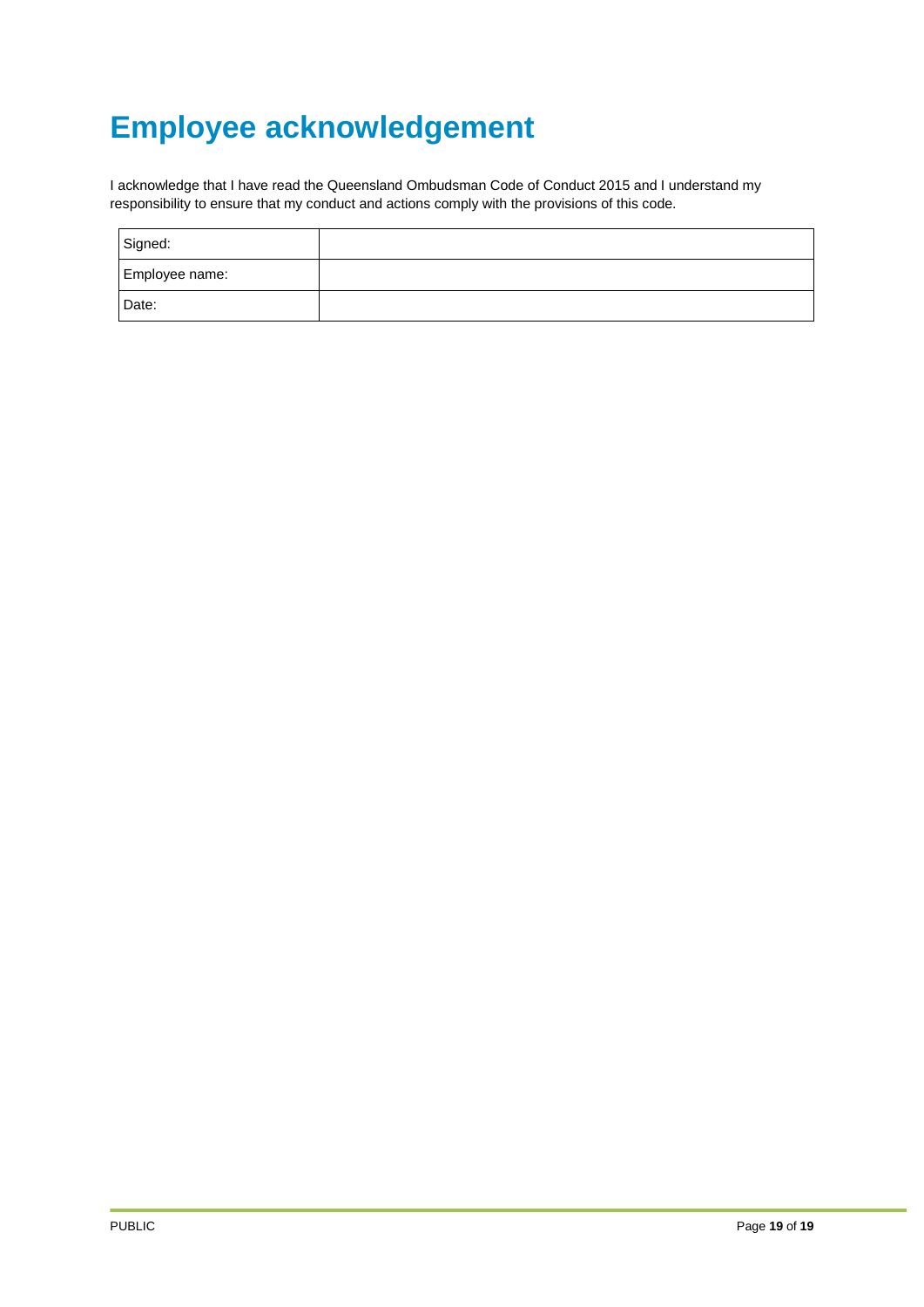# Employee acknowledgement

I acknowledge that I have read the Queensland Ombudsman Code of Conduct 2015 and I understand my responsibility to ensure that my conduct and actions comply with the provisions of this code.

| | |
|---|---|
| Signed: | |
| Employee name: | |
| Date: | |

PUBLIC